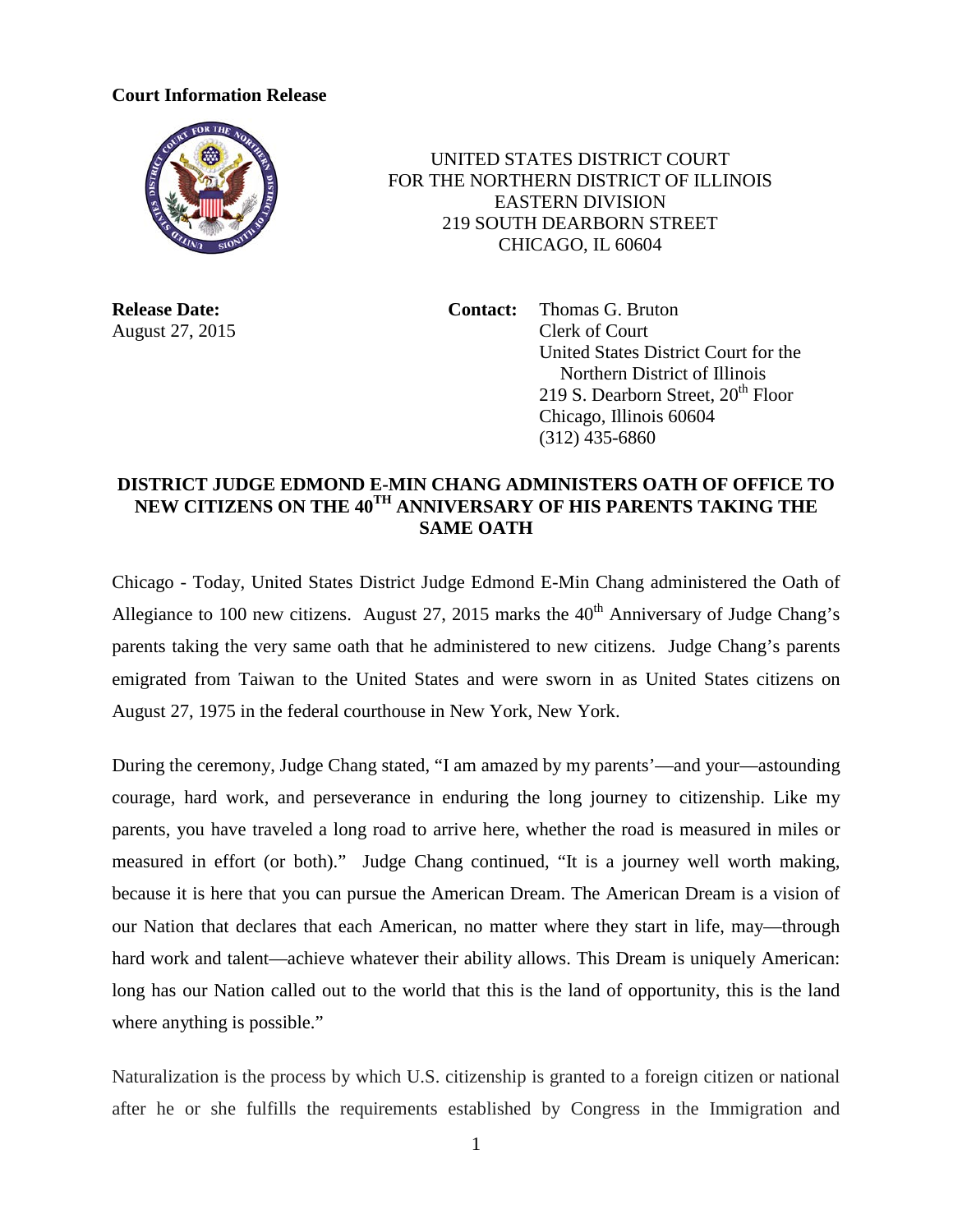**Court Information Release**

UNITED STATES DISTRICT COURT
FOR THE NORTHERN DISTRICT OF ILLINOIS
EASTERN DIVISION
219 SOUTH DEARBORN STREET
CHICAGO, IL 60604

**Release Date:**
August 27, 2015

**Contact:** Thomas G. Bruton
Clerk of Court
United States District Court for the Northern District of Illinois
219 S. Dearborn Street, 20th Floor
Chicago, Illinois 60604
(312) 435-6860

**DISTRICT JUDGE EDMOND E-MIN CHANG ADMINISTERS OATH OF OFFICE TO NEW CITIZENS ON THE 40TH ANNIVERSARY OF HIS PARENTS TAKING THE SAME OATH**

Chicago - Today, United States District Judge Edmond E-Min Chang administered the Oath of Allegiance to 100 new citizens. August 27, 2015 marks the 40th Anniversary of Judge Chang's parents taking the very same oath that he administered to new citizens. Judge Chang's parents emigrated from Taiwan to the United States and were sworn in as United States citizens on August 27, 1975 in the federal courthouse in New York, New York.

During the ceremony, Judge Chang stated, "I am amazed by my parents'—and your—astounding courage, hard work, and perseverance in enduring the long journey to citizenship. Like my parents, you have traveled a long road to arrive here, whether the road is measured in miles or measured in effort (or both)." Judge Chang continued, "It is a journey well worth making, because it is here that you can pursue the American Dream. The American Dream is a vision of our Nation that declares that each American, no matter where they start in life, may—through hard work and talent—achieve whatever their ability allows. This Dream is uniquely American: long has our Nation called out to the world that this is the land of opportunity, this is the land where anything is possible."

Naturalization is the process by which U.S. citizenship is granted to a foreign citizen or national after he or she fulfills the requirements established by Congress in the Immigration and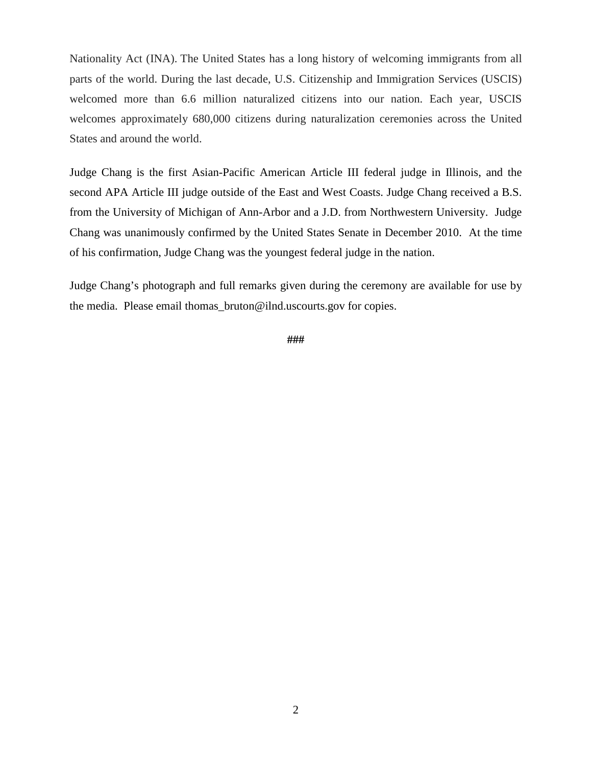Nationality Act (INA). The United States has a long history of welcoming immigrants from all parts of the world. During the last decade, U.S. Citizenship and Immigration Services (USCIS) welcomed more than 6.6 million naturalized citizens into our nation. Each year, USCIS welcomes approximately 680,000 citizens during naturalization ceremonies across the United States and around the world.

Judge Chang is the first Asian-Pacific American Article III federal judge in Illinois, and the second APA Article III judge outside of the East and West Coasts. Judge Chang received a B.S. from the University of Michigan of Ann-Arbor and a J.D. from Northwestern University. Judge Chang was unanimously confirmed by the United States Senate in December 2010. At the time of his confirmation, Judge Chang was the youngest federal judge in the nation.

Judge Chang's photograph and full remarks given during the ceremony are available for use by the media. Please email thomas_bruton@ilnd.uscourts.gov for copies.

###